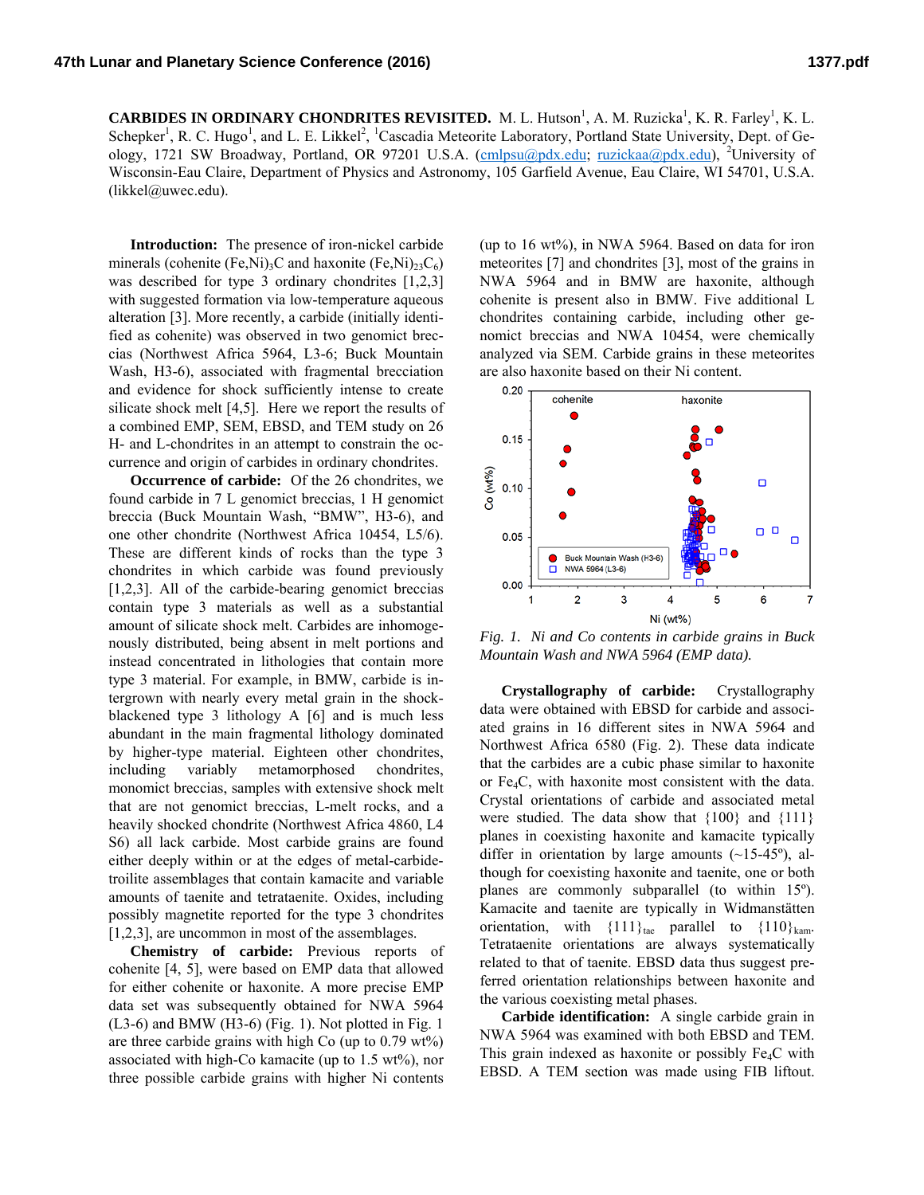# CARBIDES IN ORDINARY CHONDRITES REVISITED.

M. L. Hutson[1], A. M. Ruzicka[1], K. R. Farley[1], K. L. Schepker[1], R. C. Hugo[1], and L. E. Likkel[2], [1]Cascadia Meteorite Laboratory, Portland State University, Dept. of Geology, 1721 SW Broadway, Portland, OR 97201 U.S.A. (cmlpsu@pdx.edu; ruzickaa@pdx.edu), [2]University of Wisconsin-Eau Claire, Department of Physics and Astronomy, 105 Garfield Avenue, Eau Claire, WI 54701, U.S.A. (likkel@uwec.edu).

**Introduction:** The presence of iron-nickel carbide minerals (cohenite $(Fe,Ni)_3C$ and haxonite $(Fe,Ni)_{23}C_6$) was described for type 3 ordinary chondrites [1,2,3] with suggested formation via low-temperature aqueous alteration [3]. More recently, a carbide (initially identified as cohenite) was observed in two genomict breccias (Northwest Africa 5964, L3-6; Buck Mountain Wash, H3-6), associated with fragmental brecciation and evidence for shock sufficiently intense to create silicate shock melt [4,5]. Here we report the results of a combined EMP, SEM, EBSD, and TEM study on 26 H- and L-chondrites in an attempt to constrain the occurrence and origin of carbides in ordinary chondrites.

**Occurrence of carbide:** Of the 26 chondrites, we found carbide in 7 L genomict breccias, 1 H genomict breccia (Buck Mountain Wash, "BMW", H3-6), and one other chondrite (Northwest Africa 10454, L5/6). These are different kinds of rocks than the type 3 chondrites in which carbide was found previously [1,2,3]. All of the carbide-bearing genomict breccias contain type 3 materials as well as a substantial amount of silicate shock melt. Carbides are inhomogeneously distributed, being absent in melt portions and instead concentrated in lithologies that contain more type 3 material. For example, in BMW, carbide is intergrown with nearly every metal grain in the shock-blackened type 3 lithology A [6] and is much less abundant in the main fragmental lithology dominated by higher-type material. Eighteen other chondrites, including variably metamorphosed chondrites, monomict breccias, samples with extensive shock melt that are not genomict breccias, L-melt rocks, and a heavily shocked chondrite (Northwest Africa 4860, L4 S6) all lack carbide. Most carbide grains are found either deeply within or at the edges of metal-carbide-troilite assemblages that contain kamacite and variable amounts of taenite and tetrataenite. Oxides, including possibly magnetite reported for the type 3 chondrites [1,2,3], are uncommon in most of the assemblages.

**Chemistry of carbide:** Previous reports of cohenite [4, 5], were based on EMP data that allowed for either cohenite or haxonite. A more precise EMP data set was subsequently obtained for NWA 5964 (L3-6) and BMW (H3-6) (Fig. 1). Not plotted in Fig. 1 are three carbide grains with high Co (up to 0.79 wt%) associated with high-Co kamacite (up to 1.5 wt%), nor three possible carbide grains with higher Ni contents (up to 16 wt%), in NWA 5964. Based on data for iron meteorites [7] and chondrites [3], most of the grains in NWA 5964 and in BMW are haxonite, although cohenite is present also in BMW. Five additional L chondrites containing carbide, including other genomict breccias and NWA 10454, were chemically analyzed via SEM. Carbide grains in these meteorites are also haxonite based on their Ni content.

cohenite
haxonite
Co (wt%)
0.20
0.15
0.10
0.05
0.00
Ni (wt%)
1 2 3 4 5 6 7
Buck Mountain Wash (H3-6)
NWA 5964 (L3-6)

*Fig. 1. Ni and Co contents in carbide grains in Buck Mountain Wash and NWA 5964 (EMP data).*

**Crystallography of carbide:** Crystallography data were obtained with EBSD for carbide and associated grains in 16 different sites in NWA 5964 and Northwest Africa 6580 (Fig. 2). These data indicate that the carbides are a cubic phase similar to haxonite or $Fe_4C$, with haxonite most consistent with the data. Crystal orientations of carbide and associated metal were studied. The data show that {100} and {111} planes in coexisting haxonite and kamacite typically differ in orientation by large amounts (~15-45º), although for coexisting haxonite and taenite, one or both planes are commonly subparallel (to within 15º). Kamacite and taenite are typically in Widmanstätten orientation, with $\{111\}_{tae}$ parallel to $\{110\}_{kam}$. Tetrataenite orientations are always systematically related to that of taenite. EBSD data thus suggest preferred orientation relationships between haxonite and the various coexisting metal phases.

**Carbide identification:** A single carbide grain in NWA 5964 was examined with both EBSD and TEM. This grain indexed as haxonite or possibly $Fe_4C$ with EBSD. A TEM section was made using FIB liftout.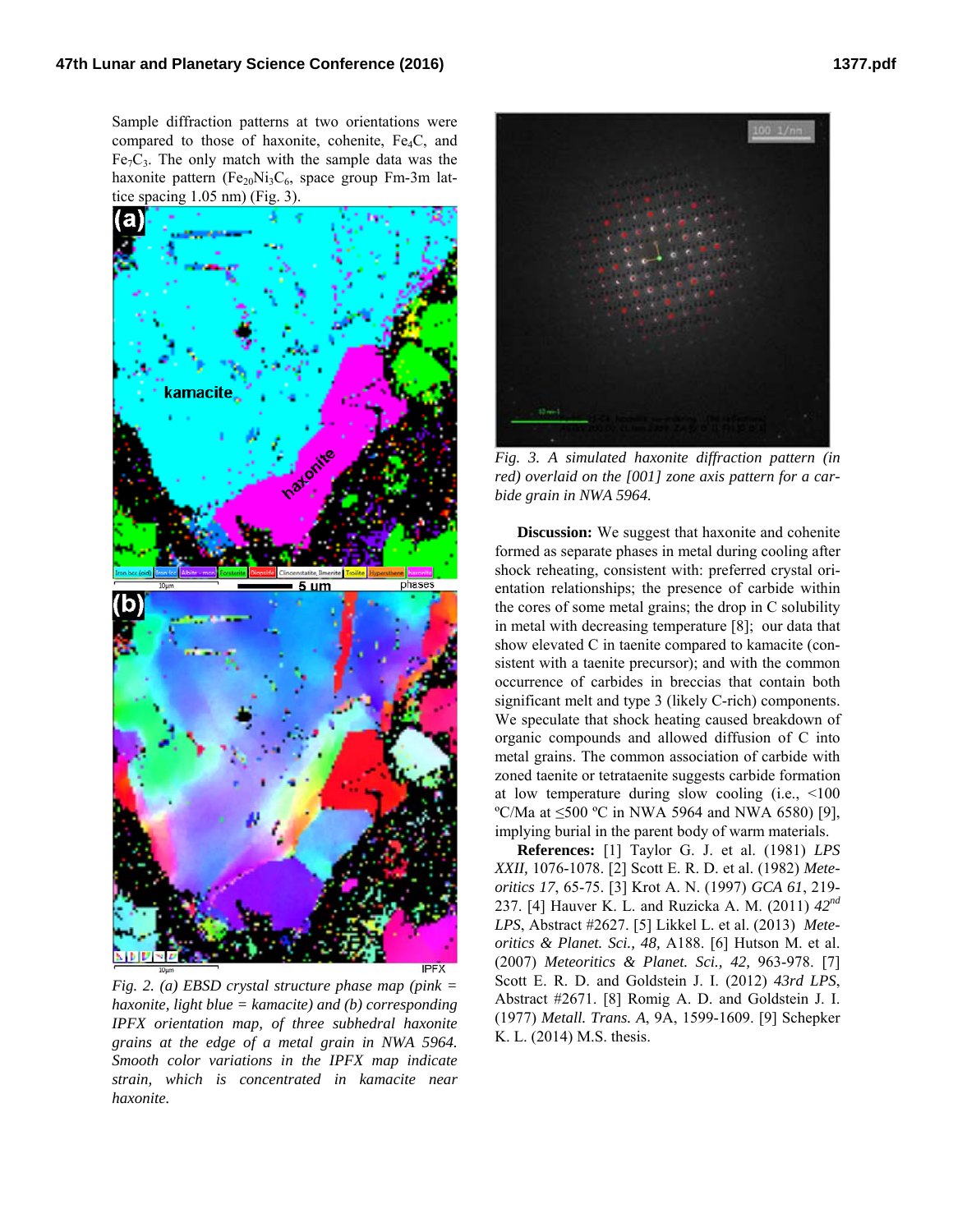Sample diffraction patterns at two orientations were compared to those of haxonite, cohenite, $Fe_4C$, and $Fe_7C_3$. The only match with the sample data was the haxonite pattern ($Fe_{20}Ni_3C_6$, space group Fm-3m lattice spacing 1.05 nm) (Fig. 3).

*Fig. 2. (a) EBSD crystal structure phase map (pink = haxonite, light blue = kamacite) and (b) corresponding IPFX orientation map, of three subhedral haxonite grains at the edge of a metal grain in NWA 5964. Smooth color variations in the IPFX map indicate strain, which is concentrated in kamacite near haxonite.*

*Fig. 3. A simulated haxonite diffraction pattern (in red) overlaid on the [001] zone axis pattern for a carbide grain in NWA 5964.*

**Discussion:** We suggest that haxonite and cohenite formed as separate phases in metal during cooling after shock reheating, consistent with: preferred crystal orientation relationships; the presence of carbide within the cores of some metal grains; the drop in C solubility in metal with decreasing temperature [8]; our data that show elevated C in taenite compared to kamacite (consistent with a taenite precursor); and with the common occurrence of carbides in breccias that contain both significant melt and type 3 (likely C-rich) components. We speculate that shock heating caused breakdown of organic compounds and allowed diffusion of C into metal grains. The common association of carbide with zoned taenite or tetrataenite suggests carbide formation at low temperature during slow cooling (i.e., <100 ºC/Ma at ≤500 ºC in NWA 5964 and NWA 6580) [9], implying burial in the parent body of warm materials.

**References:** [1] Taylor G. J. et al. (1981) *LPS XXII*, 1076-1078. [2] Scott E. R. D. et al. (1982) *Meteoritics 17*, 65-75. [3] Krot A. N. (1997) *GCA 61*, 219-237. [4] Hauver K. L. and Ruzicka A. M. (2011) *42nd LPS*, Abstract #2627. [5] Likkel L. et al. (2013) *Meteoritics & Planet. Sci., 48*, A188. [6] Hutson M. et al. (2007) *Meteoritics & Planet. Sci., 42*, 963-978. [7] Scott E. R. D. and Goldstein J. I. (2012) *43rd LPS*, Abstract #2671. [8] Romig A. D. and Goldstein J. I. (1977) *Metall. Trans. A*, 9A, 1599-1609. [9] Schepker K. L. (2014) M.S. thesis.